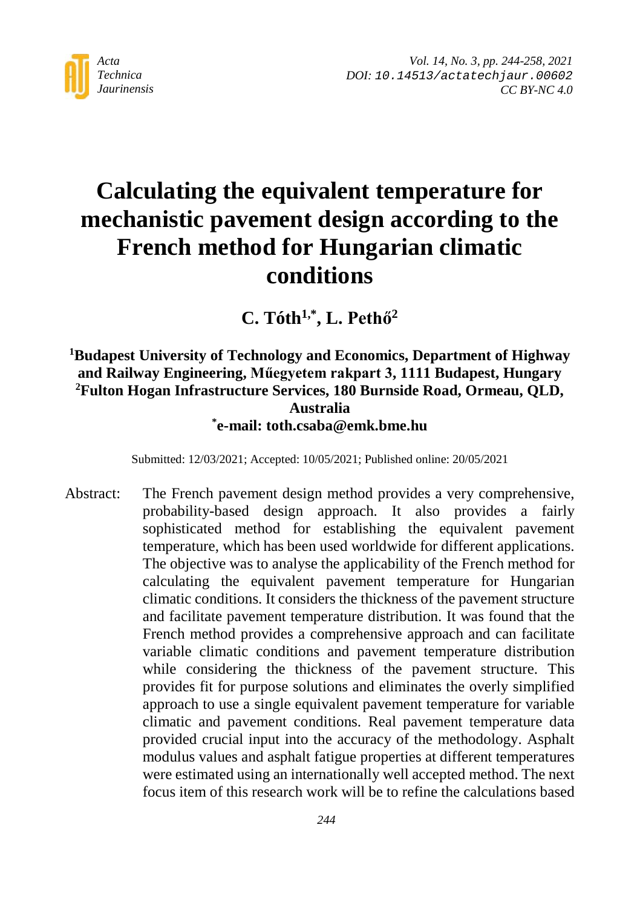# Calculating the equivalent temperature for mechanistic pavement design according to the French method for Hungarian climatic conditions

**C. Tóth[1,*], L. Pethő[2]**

**[1]Budapest University of Technology and Economics, Department of Highway and Railway Engineering, Műegyetem rakpart 3, 1111 Budapest, Hungary**
**[2]Fulton Hogan Infrastructure Services, 180 Burnside Road, Ormeau, QLD, Australia**
**[*]e-mail: toth.csaba@emk.bme.hu**

Submitted: 12/03/2021; Accepted: 10/05/2021; Published online: 20/05/2021

Abstract: The French pavement design method provides a very comprehensive, probability-based design approach. It also provides a fairly sophisticated method for establishing the equivalent pavement temperature, which has been used worldwide for different applications. The objective was to analyse the applicability of the French method for calculating the equivalent pavement temperature for Hungarian climatic conditions. It considers the thickness of the pavement structure and facilitate pavement temperature distribution. It was found that the French method provides a comprehensive approach and can facilitate variable climatic conditions and pavement temperature distribution while considering the thickness of the pavement structure. This provides fit for purpose solutions and eliminates the overly simplified approach to use a single equivalent pavement temperature for variable climatic and pavement conditions. Real pavement temperature data provided crucial input into the accuracy of the methodology. Asphalt modulus values and asphalt fatigue properties at different temperatures were estimated using an internationally well accepted method. The next focus item of this research work will be to refine the calculations based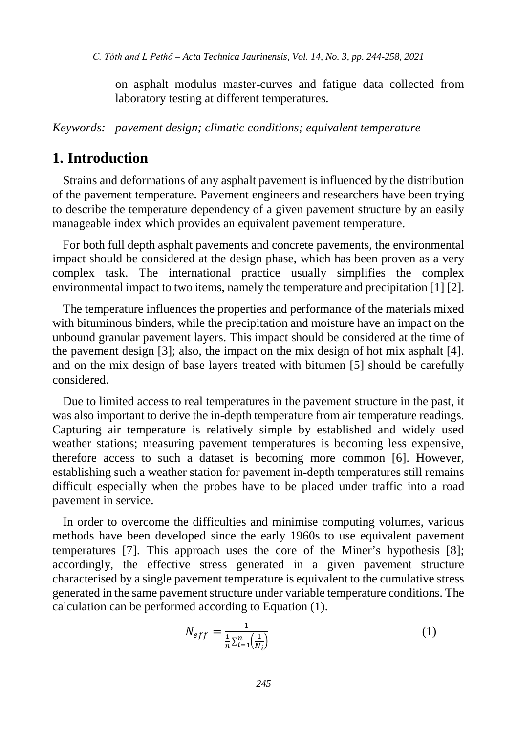on asphalt modulus master-curves and fatigue data collected from laboratory testing at different temperatures.

*Keywords: pavement design; climatic conditions; equivalent temperature*

## 1. Introduction

Strains and deformations of any asphalt pavement is influenced by the distribution of the pavement temperature. Pavement engineers and researchers have been trying to describe the temperature dependency of a given pavement structure by an easily manageable index which provides an equivalent pavement temperature.

For both full depth asphalt pavements and concrete pavements, the environmental impact should be considered at the design phase, which has been proven as a very complex task. The international practice usually simplifies the complex environmental impact to two items, namely the temperature and precipitation [1] [2].

The temperature influences the properties and performance of the materials mixed with bituminous binders, while the precipitation and moisture have an impact on the unbound granular pavement layers. This impact should be considered at the time of the pavement design [3]; also, the impact on the mix design of hot mix asphalt [4]. and on the mix design of base layers treated with bitumen [5] should be carefully considered.

Due to limited access to real temperatures in the pavement structure in the past, it was also important to derive the in-depth temperature from air temperature readings. Capturing air temperature is relatively simple by established and widely used weather stations; measuring pavement temperatures is becoming less expensive, therefore access to such a dataset is becoming more common [6]. However, establishing such a weather station for pavement in-depth temperatures still remains difficult especially when the probes have to be placed under traffic into a road pavement in service.

In order to overcome the difficulties and minimise computing volumes, various methods have been developed since the early 1960s to use equivalent pavement temperatures [7]. This approach uses the core of the Miner's hypothesis [8]; accordingly, the effective stress generated in a given pavement structure characterised by a single pavement temperature is equivalent to the cumulative stress generated in the same pavement structure under variable temperature conditions. The calculation can be performed according to Equation (1).

$$N_{eff} = \frac{1}{\frac{1}{n}\sum_{i=1}^{n}\left(\frac{1}{N_i}\right)} \tag{1}$$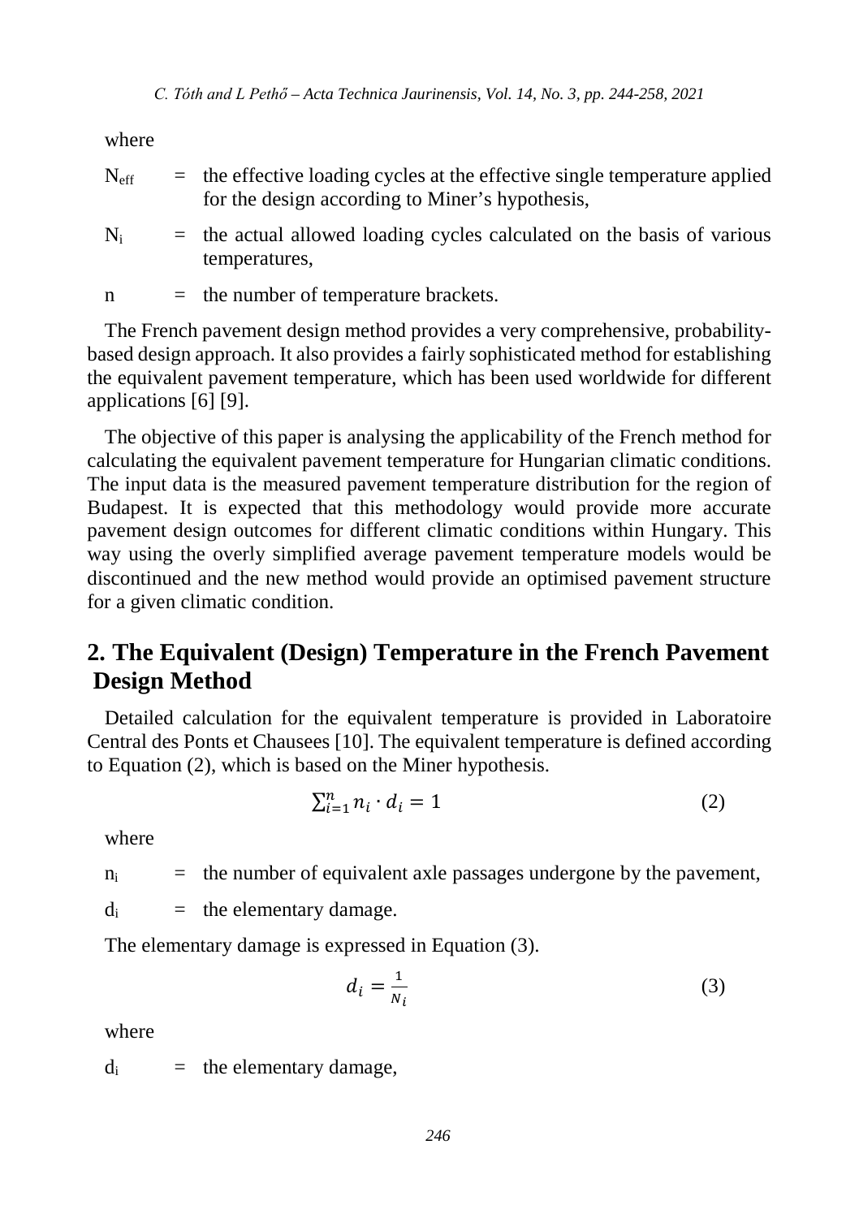where

$N_{eff}$ = the effective loading cycles at the effective single temperature applied for the design according to Miner's hypothesis,

$N_i$ = the actual allowed loading cycles calculated on the basis of various temperatures,

n = the number of temperature brackets.

The French pavement design method provides a very comprehensive, probability-based design approach. It also provides a fairly sophisticated method for establishing the equivalent pavement temperature, which has been used worldwide for different applications [6] [9].

The objective of this paper is analysing the applicability of the French method for calculating the equivalent pavement temperature for Hungarian climatic conditions. The input data is the measured pavement temperature distribution for the region of Budapest. It is expected that this methodology would provide more accurate pavement design outcomes for different climatic conditions within Hungary. This way using the overly simplified average pavement temperature models would be discontinued and the new method would provide an optimised pavement structure for a given climatic condition.

## 2. The Equivalent (Design) Temperature in the French Pavement Design Method

Detailed calculation for the equivalent temperature is provided in Laboratoire Central des Ponts et Chausees [10]. The equivalent temperature is defined according to Equation (2), which is based on the Miner hypothesis.

$$\sum_{i=1}^{n} n_i \cdot d_i = 1 \tag{2}$$

where

$n_i$ = the number of equivalent axle passages undergone by the pavement,

$d_i$ = the elementary damage.

The elementary damage is expressed in Equation (3).

$$d_i = \frac{1}{N_i} \tag{3}$$

where

$d_i$ = the elementary damage,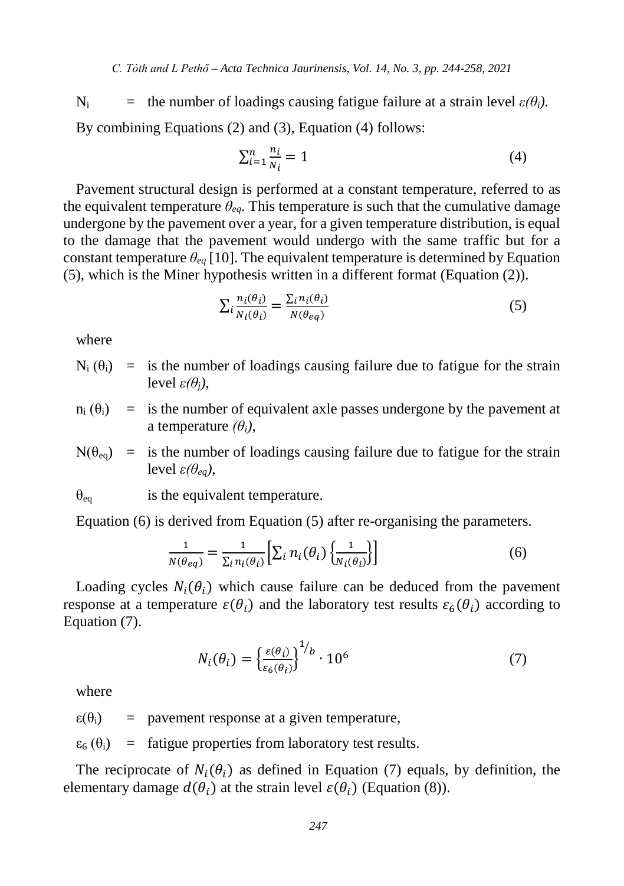$N_i$ = the number of loadings causing fatigue failure at a strain level $\varepsilon(\theta_i)$.

By combining Equations (2) and (3), Equation (4) follows:

$$\sum_{i=1}^{n} \frac{n_i}{N_i} = 1 \tag{4}$$

Pavement structural design is performed at a constant temperature, referred to as the equivalent temperature $\theta_{eq}$. This temperature is such that the cumulative damage undergone by the pavement over a year, for a given temperature distribution, is equal to the damage that the pavement would undergo with the same traffic but for a constant temperature $\theta_{eq}$ [10]. The equivalent temperature is determined by Equation (5), which is the Miner hypothesis written in a different format (Equation (2)).

$$\sum_i \frac{n_i(\theta_i)}{N_i(\theta_i)} = \frac{\sum_i n_i(\theta_i)}{N(\theta_{eq})} \tag{5}$$

where

- $N_i(\theta_i)$ = is the number of loadings causing failure due to fatigue for the strain level $\varepsilon(\theta_j)$,
- $n_i(\theta_i)$ = is the number of equivalent axle passes undergone by the pavement at a temperature $(\theta_i)$,
- $N(\theta_{eq})$ = is the number of loadings causing failure due to fatigue for the strain level $\varepsilon(\theta_{eq})$,
- $\theta_{eq}$ is the equivalent temperature.

Equation (6) is derived from Equation (5) after re-organising the parameters.

$$\frac{1}{N(\theta_{eq})} = \frac{1}{\sum_i n_i(\theta_i)} \left[ \sum_i n_i(\theta_i) \left\{ \frac{1}{N_i(\theta_i)} \right\} \right] \tag{6}$$

Loading cycles $N_i(\theta_i)$ which cause failure can be deduced from the pavement response at a temperature $\varepsilon(\theta_i)$ and the laboratory test results $\varepsilon_6(\theta_i)$ according to Equation (7).

$$N_i(\theta_i) = \left\{ \frac{\varepsilon(\theta_i)}{\varepsilon_6(\theta_i)} \right\}^{1/b} \cdot 10^6 \tag{7}$$

where

- $\varepsilon(\theta_i)$ = pavement response at a given temperature,
- $\varepsilon_6(\theta_i)$ = fatigue properties from laboratory test results.

The reciprocate of $N_i(\theta_i)$ as defined in Equation (7) equals, by definition, the elementary damage $d(\theta_i)$ at the strain level $\varepsilon(\theta_i)$ (Equation (8)).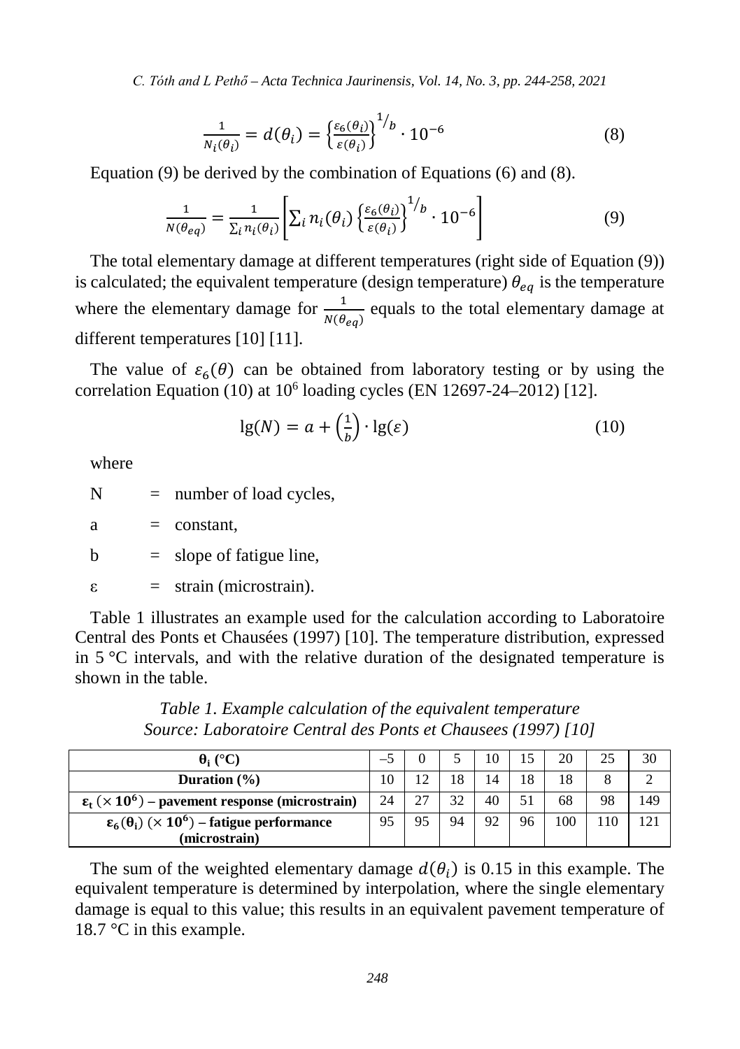$$\frac{1}{N_i(\theta_i)} = d(\theta_i) = \left\{\frac{\varepsilon_6(\theta_i)}{\varepsilon(\theta_i)}\right\}^{1/b} \cdot 10^{-6} \quad (8)$$

Equation (9) be derived by the combination of Equations (6) and (8).

$$\frac{1}{N(\theta_{eq})} = \frac{1}{\sum_i n_i(\theta_i)}\left[\sum_i n_i(\theta_i)\left\{\frac{\varepsilon_6(\theta_i)}{\varepsilon(\theta_i)}\right\}^{1/b} \cdot 10^{-6}\right] \quad (9)$$

The total elementary damage at different temperatures (right side of Equation (9)) is calculated; the equivalent temperature (design temperature) $\theta_{eq}$ is the temperature where the elementary damage for $\frac{1}{N(\theta_{eq})}$ equals to the total elementary damage at different temperatures [10] [11].

The value of $\varepsilon_6(\theta)$ can be obtained from laboratory testing or by using the correlation Equation (10) at $10^6$ loading cycles (EN 12697-24–2012) [12].

$$\lg(N) = a + \left(\frac{1}{b}\right) \cdot \lg(\varepsilon) \quad (10)$$

where

N = number of load cycles,

a = constant,

b = slope of fatigue line,

ε = strain (microstrain).

Table 1 illustrates an example used for the calculation according to Laboratoire Central des Ponts et Chausées (1997) [10]. The temperature distribution, expressed in 5 °C intervals, and with the relative duration of the designated temperature is shown in the table.

*Table 1. Example calculation of the equivalent temperature*
*Source: Laboratoire Central des Ponts et Chausees (1997) [10]*

| $\theta_i$ (°C) | –5 | 0 | 5 | 10 | 15 | 20 | 25 | 30 |
|---|---|---|---|---|---|---|---|---|
| **Duration (%)** | 10 | 12 | 18 | 14 | 18 | 18 | 8 | 2 |
| $\varepsilon_t$ ($\times 10^6$) **– pavement response (microstrain)** | 24 | 27 | 32 | 40 | 51 | 68 | 98 | 149 |
| $\varepsilon_6(\theta_i)$ ($\times 10^6$) **– fatigue performance (microstrain)** | 95 | 95 | 94 | 92 | 96 | 100 | 110 | 121 |

The sum of the weighted elementary damage $d(\theta_i)$ is 0.15 in this example. The equivalent temperature is determined by interpolation, where the single elementary damage is equal to this value; this results in an equivalent pavement temperature of 18.7 °C in this example.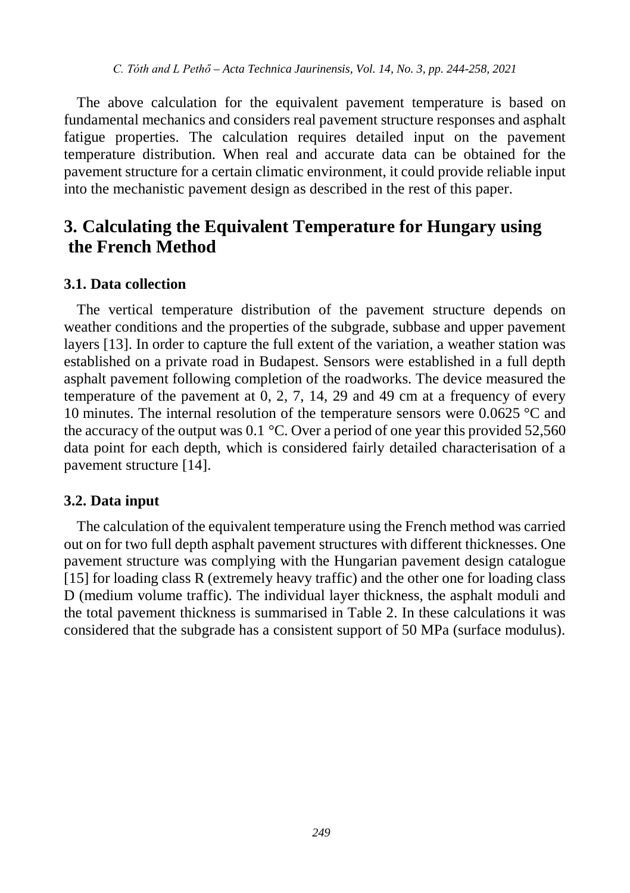The above calculation for the equivalent pavement temperature is based on fundamental mechanics and considers real pavement structure responses and asphalt fatigue properties. The calculation requires detailed input on the pavement temperature distribution. When real and accurate data can be obtained for the pavement structure for a certain climatic environment, it could provide reliable input into the mechanistic pavement design as described in the rest of this paper.

## 3. Calculating the Equivalent Temperature for Hungary using the French Method

### 3.1. Data collection

The vertical temperature distribution of the pavement structure depends on weather conditions and the properties of the subgrade, subbase and upper pavement layers [13]. In order to capture the full extent of the variation, a weather station was established on a private road in Budapest. Sensors were established in a full depth asphalt pavement following completion of the roadworks. The device measured the temperature of the pavement at 0, 2, 7, 14, 29 and 49 cm at a frequency of every 10 minutes. The internal resolution of the temperature sensors were 0.0625 °C and the accuracy of the output was 0.1 °C. Over a period of one year this provided 52,560 data point for each depth, which is considered fairly detailed characterisation of a pavement structure [14].

### 3.2. Data input

The calculation of the equivalent temperature using the French method was carried out on for two full depth asphalt pavement structures with different thicknesses. One pavement structure was complying with the Hungarian pavement design catalogue [15] for loading class R (extremely heavy traffic) and the other one for loading class D (medium volume traffic). The individual layer thickness, the asphalt moduli and the total pavement thickness is summarised in Table 2. In these calculations it was considered that the subgrade has a consistent support of 50 MPa (surface modulus).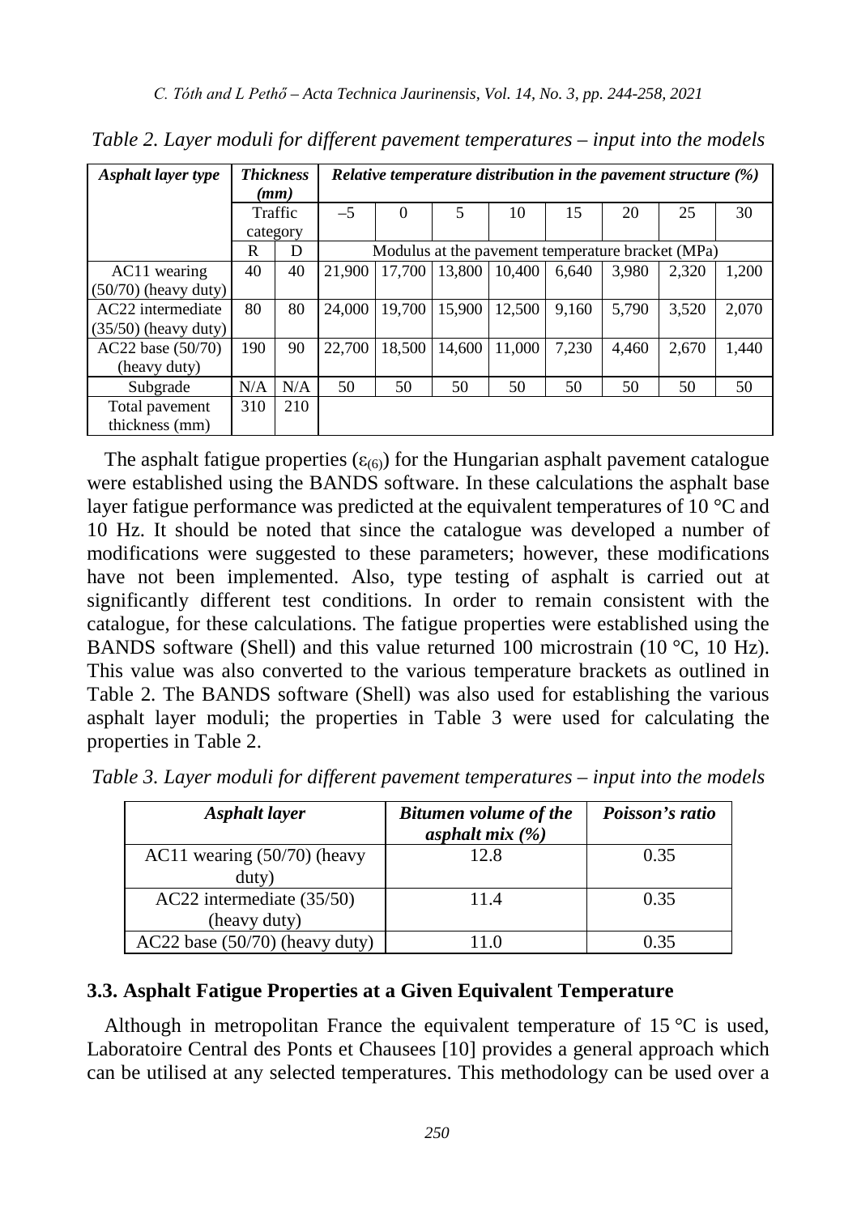*Table 2. Layer moduli for different pavement temperatures – input into the models*

| *Asphalt layer type* | *Thickness (mm)* | | *Relative temperature distribution in the pavement structure (%)* | | | | | | | |
|---|---|---|---|---|---|---|---|---|---|---|
| | Traffic category | | –5 | 0 | 5 | 10 | 15 | 20 | 25 | 30 |
| | R | D | Modulus at the pavement temperature bracket (MPa) | | | | | | | |
| AC11 wearing (50/70) (heavy duty) | 40 | 40 | 21,900 | 17,700 | 13,800 | 10,400 | 6,640 | 3,980 | 2,320 | 1,200 |
| AC22 intermediate (35/50) (heavy duty) | 80 | 80 | 24,000 | 19,700 | 15,900 | 12,500 | 9,160 | 5,790 | 3,520 | 2,070 |
| AC22 base (50/70) (heavy duty) | 190 | 90 | 22,700 | 18,500 | 14,600 | 11,000 | 7,230 | 4,460 | 2,670 | 1,440 |
| Subgrade | N/A | N/A | 50 | 50 | 50 | 50 | 50 | 50 | 50 | 50 |
| Total pavement thickness (mm) | 310 | 210 | | | | | | | | |

The asphalt fatigue properties ($\varepsilon_{(6)}$) for the Hungarian asphalt pavement catalogue were established using the BANDS software. In these calculations the asphalt base layer fatigue performance was predicted at the equivalent temperatures of 10 °C and 10 Hz. It should be noted that since the catalogue was developed a number of modifications were suggested to these parameters; however, these modifications have not been implemented. Also, type testing of asphalt is carried out at significantly different test conditions. In order to remain consistent with the catalogue, for these calculations. The fatigue properties were established using the BANDS software (Shell) and this value returned 100 microstrain (10 °C, 10 Hz). This value was also converted to the various temperature brackets as outlined in Table 2. The BANDS software (Shell) was also used for establishing the various asphalt layer moduli; the properties in Table 3 were used for calculating the properties in Table 2.

*Table 3. Layer moduli for different pavement temperatures – input into the models*

| *Asphalt layer* | *Bitumen volume of the asphalt mix (%)* | *Poisson's ratio* |
|---|---|---|
| AC11 wearing (50/70) (heavy duty) | 12.8 | 0.35 |
| AC22 intermediate (35/50) (heavy duty) | 11.4 | 0.35 |
| AC22 base (50/70) (heavy duty) | 11.0 | 0.35 |

### 3.3. Asphalt Fatigue Properties at a Given Equivalent Temperature

Although in metropolitan France the equivalent temperature of 15 °C is used, Laboratoire Central des Ponts et Chausees [10] provides a general approach which can be utilised at any selected temperatures. This methodology can be used over a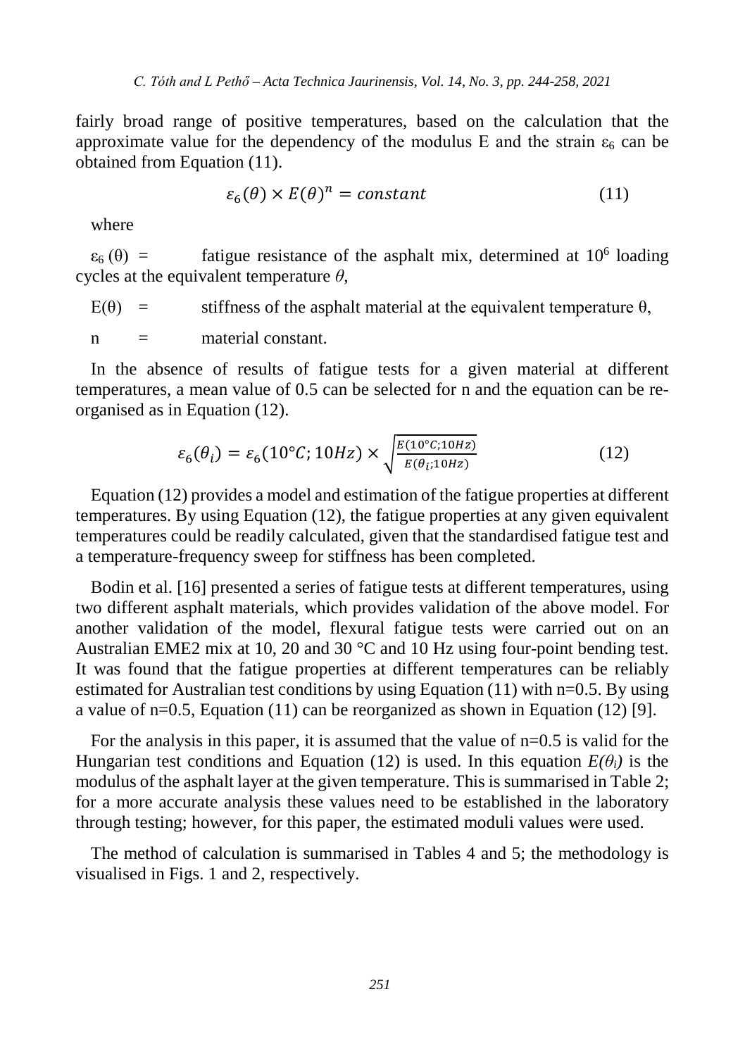fairly broad range of positive temperatures, based on the calculation that the approximate value for the dependency of the modulus E and the strain $\varepsilon_6$ can be obtained from Equation (11).

$$\varepsilon_6(\theta) \times E(\theta)^n = constant \tag{11}$$

where

$\varepsilon_6(\theta)$ = fatigue resistance of the asphalt mix, determined at $10^6$ loading cycles at the equivalent temperature $\theta$,

$E(\theta)$ = stiffness of the asphalt material at the equivalent temperature $\theta$,

n = material constant.

In the absence of results of fatigue tests for a given material at different temperatures, a mean value of 0.5 can be selected for n and the equation can be re-organised as in Equation (12).

$$\varepsilon_6(\theta_i) = \varepsilon_6(10°C; 10Hz) \times \sqrt{\frac{E(10°C; 10Hz)}{E(\theta_i; 10Hz)}} \tag{12}$$

Equation (12) provides a model and estimation of the fatigue properties at different temperatures. By using Equation (12), the fatigue properties at any given equivalent temperatures could be readily calculated, given that the standardised fatigue test and a temperature-frequency sweep for stiffness has been completed.

Bodin et al. [16] presented a series of fatigue tests at different temperatures, using two different asphalt materials, which provides validation of the above model. For another validation of the model, flexural fatigue tests were carried out on an Australian EME2 mix at 10, 20 and 30 °C and 10 Hz using four-point bending test. It was found that the fatigue properties at different temperatures can be reliably estimated for Australian test conditions by using Equation (11) with n=0.5. By using a value of n=0.5, Equation (11) can be reorganized as shown in Equation (12) [9].

For the analysis in this paper, it is assumed that the value of n=0.5 is valid for the Hungarian test conditions and Equation (12) is used. In this equation $E(\theta_i)$ is the modulus of the asphalt layer at the given temperature. This is summarised in Table 2; for a more accurate analysis these values need to be established in the laboratory through testing; however, for this paper, the estimated moduli values were used.

The method of calculation is summarised in Tables 4 and 5; the methodology is visualised in Figs. 1 and 2, respectively.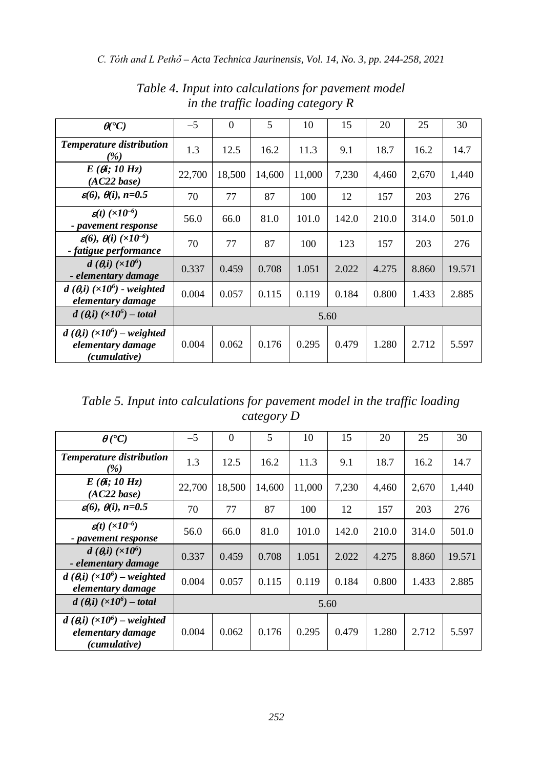*Table 4. Input into calculations for pavement model in the traffic loading category R*

| $\theta$(°C) | –5 | 0 | 5 | 10 | 15 | 20 | 25 | 30 |
|---|---|---|---|---|---|---|---|---|
| ***Temperature distribution (%)*** | 1.3 | 12.5 | 16.2 | 11.3 | 9.1 | 18.7 | 16.2 | 14.7 |
| ***E ($\theta$i; 10 Hz) (AC22 base)*** | 22,700 | 18,500 | 14,600 | 11,000 | 7,230 | 4,460 | 2,670 | 1,440 |
| ***$\varepsilon$(6), $\theta$(i), n=0.5*** | 70 | 77 | 87 | 100 | 12 | 157 | 203 | 276 |
| ***$\varepsilon$(t) ($\times10^{-6}$) - pavement response*** | 56.0 | 66.0 | 81.0 | 101.0 | 142.0 | 210.0 | 314.0 | 501.0 |
| ***$\varepsilon$(6), $\theta$(i) ($\times10^{-6}$) - fatigue performance*** | 70 | 77 | 87 | 100 | 123 | 157 | 203 | 276 |
| ***d ($\theta$,i) ($\times10^{6}$) - elementary damage*** | 0.337 | 0.459 | 0.708 | 1.051 | 2.022 | 4.275 | 8.860 | 19.571 |
| ***d ($\theta$,i) ($\times10^{6}$) - weighted elementary damage*** | 0.004 | 0.057 | 0.115 | 0.119 | 0.184 | 0.800 | 1.433 | 2.885 |
| ***d ($\theta$,i) ($\times10^{6}$) – total*** | 5.60 | | | | | | | |
| ***d ($\theta$,i) ($\times10^{6}$) – weighted elementary damage (cumulative)*** | 0.004 | 0.062 | 0.176 | 0.295 | 0.479 | 1.280 | 2.712 | 5.597 |

*Table 5. Input into calculations for pavement model in the traffic loading category D*

| $\theta$ (°C) | –5 | 0 | 5 | 10 | 15 | 20 | 25 | 30 |
|---|---|---|---|---|---|---|---|---|
| ***Temperature distribution (%)*** | 1.3 | 12.5 | 16.2 | 11.3 | 9.1 | 18.7 | 16.2 | 14.7 |
| ***E ($\theta$i; 10 Hz) (AC22 base)*** | 22,700 | 18,500 | 14,600 | 11,000 | 7,230 | 4,460 | 2,670 | 1,440 |
| ***$\varepsilon$(6), $\theta$(i), n=0.5*** | 70 | 77 | 87 | 100 | 12 | 157 | 203 | 276 |
| ***$\varepsilon$(t) ($\times10^{-6}$) - pavement response*** | 56.0 | 66.0 | 81.0 | 101.0 | 142.0 | 210.0 | 314.0 | 501.0 |
| ***d ($\theta$,i) ($\times10^{6}$) - elementary damage*** | 0.337 | 0.459 | 0.708 | 1.051 | 2.022 | 4.275 | 8.860 | 19.571 |
| ***d ($\theta$,i) ($\times10^{6}$) – weighted elementary damage*** | 0.004 | 0.057 | 0.115 | 0.119 | 0.184 | 0.800 | 1.433 | 2.885 |
| ***d ($\theta$,i) ($\times10^{6}$) – total*** | 5.60 | | | | | | | |
| ***d ($\theta$,i) ($\times10^{6}$) – weighted elementary damage (cumulative)*** | 0.004 | 0.062 | 0.176 | 0.295 | 0.479 | 1.280 | 2.712 | 5.597 |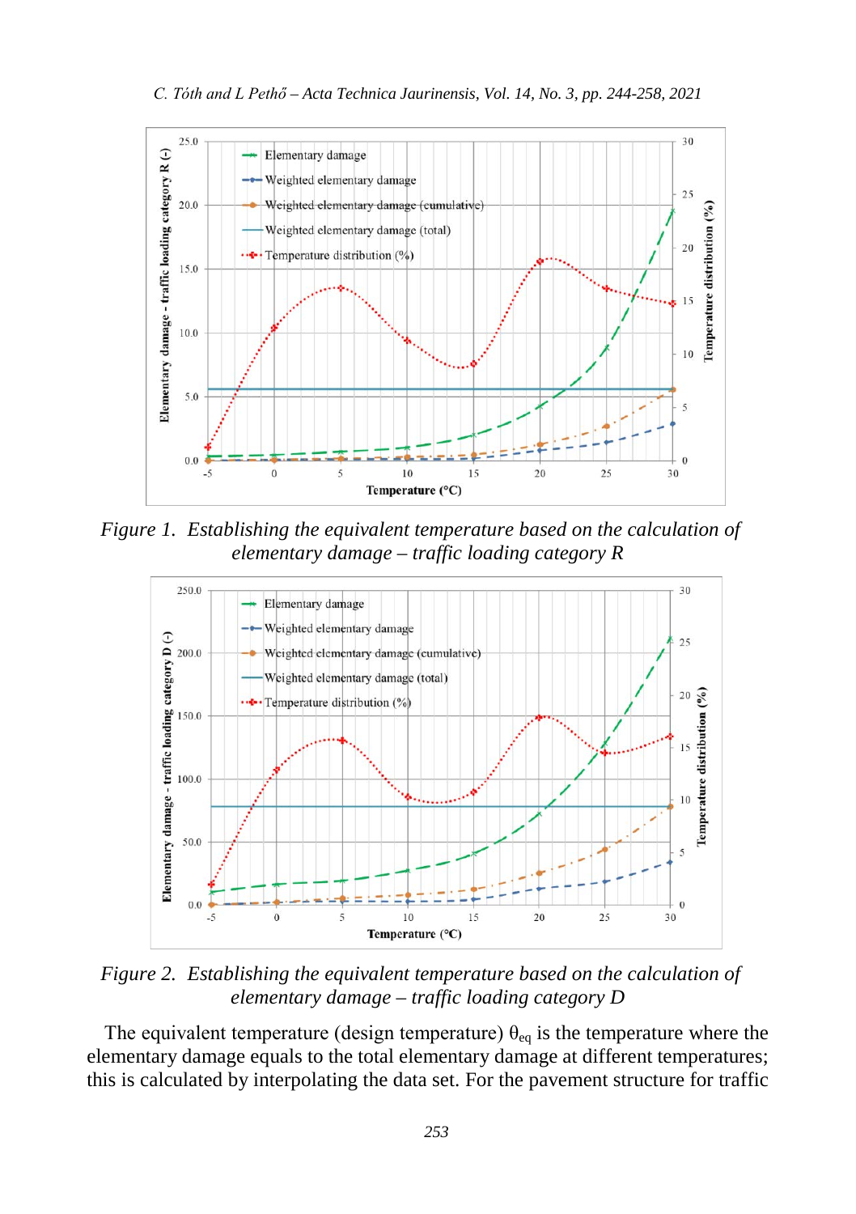*Figure 1. Establishing the equivalent temperature based on the calculation of elementary damage – traffic loading category R*

*Figure 2. Establishing the equivalent temperature based on the calculation of elementary damage – traffic loading category D*

The equivalent temperature (design temperature) $\theta_{eq}$ is the temperature where the elementary damage equals to the total elementary damage at different temperatures; this is calculated by interpolating the data set. For the pavement structure for traffic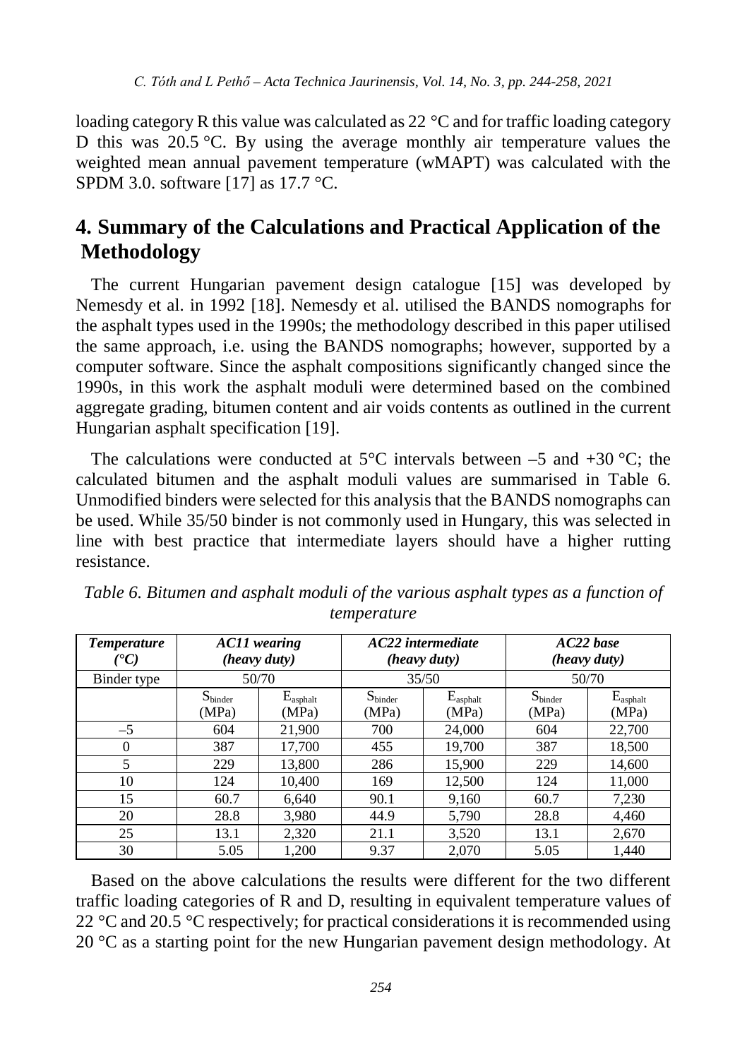loading category R this value was calculated as 22 °C and for traffic loading category D this was 20.5 °C. By using the average monthly air temperature values the weighted mean annual pavement temperature (wMAPT) was calculated with the SPDM 3.0. software [17] as 17.7 °C.

## 4. Summary of the Calculations and Practical Application of the Methodology

The current Hungarian pavement design catalogue [15] was developed by Nemesdy et al. in 1992 [18]. Nemesdy et al. utilised the BANDS nomographs for the asphalt types used in the 1990s; the methodology described in this paper utilised the same approach, i.e. using the BANDS nomographs; however, supported by a computer software. Since the asphalt compositions significantly changed since the 1990s, in this work the asphalt moduli were determined based on the combined aggregate grading, bitumen content and air voids contents as outlined in the current Hungarian asphalt specification [19].

The calculations were conducted at 5°C intervals between –5 and +30 °C; the calculated bitumen and the asphalt moduli values are summarised in Table 6. Unmodified binders were selected for this analysis that the BANDS nomographs can be used. While 35/50 binder is not commonly used in Hungary, this was selected in line with best practice that intermediate layers should have a higher rutting resistance.

*Table 6. Bitumen and asphalt moduli of the various asphalt types as a function of temperature*

| ***Temperature (°C)*** | ***AC11 wearing (heavy duty)*** | | ***AC22 intermediate (heavy duty)*** | | ***AC22 base (heavy duty)*** | |
|---|---|---|---|---|---|---|
| Binder type | 50/70 | | 35/50 | | 50/70 | |
| | $S_{binder}$ (MPa) | $E_{asphalt}$ (MPa) | $S_{binder}$ (MPa) | $E_{asphalt}$ (MPa) | $S_{binder}$ (MPa) | $E_{asphalt}$ (MPa) |
| –5 | 604 | 21,900 | 700 | 24,000 | 604 | 22,700 |
| 0 | 387 | 17,700 | 455 | 19,700 | 387 | 18,500 |
| 5 | 229 | 13,800 | 286 | 15,900 | 229 | 14,600 |
| 10 | 124 | 10,400 | 169 | 12,500 | 124 | 11,000 |
| 15 | 60.7 | 6,640 | 90.1 | 9,160 | 60.7 | 7,230 |
| 20 | 28.8 | 3,980 | 44.9 | 5,790 | 28.8 | 4,460 |
| 25 | 13.1 | 2,320 | 21.1 | 3,520 | 13.1 | 2,670 |
| 30 | 5.05 | 1,200 | 9.37 | 2,070 | 5.05 | 1,440 |

Based on the above calculations the results were different for the two different traffic loading categories of R and D, resulting in equivalent temperature values of 22 °C and 20.5 °C respectively; for practical considerations it is recommended using 20 °C as a starting point for the new Hungarian pavement design methodology. At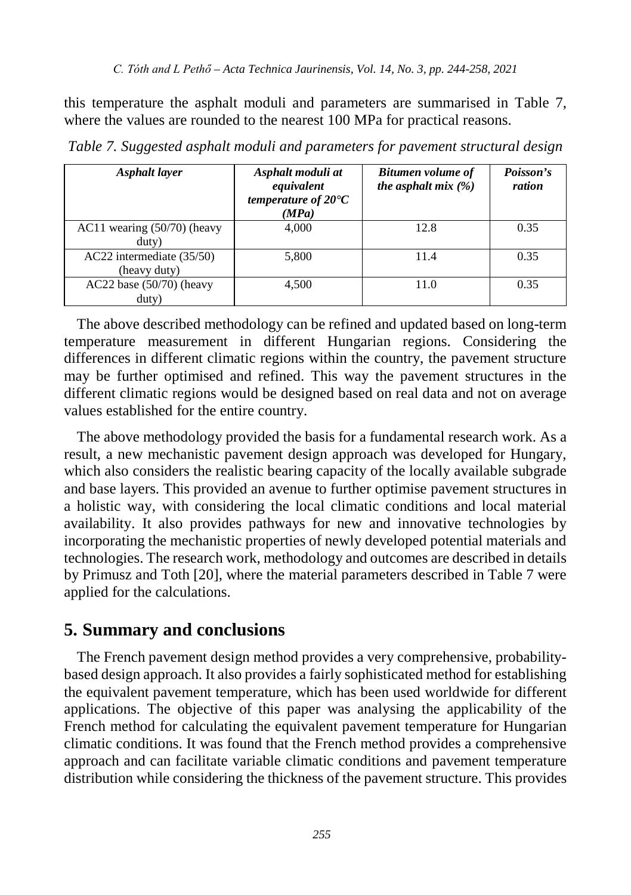this temperature the asphalt moduli and parameters are summarised in Table 7, where the values are rounded to the nearest 100 MPa for practical reasons.

*Table 7. Suggested asphalt moduli and parameters for pavement structural design*

| *Asphalt layer* | *Asphalt moduli at equivalent temperature of 20°C (MPa)* | *Bitumen volume of the asphalt mix (%)* | *Poisson's ration* |
|---|---|---|---|
| AC11 wearing (50/70) (heavy duty) | 4,000 | 12.8 | 0.35 |
| AC22 intermediate (35/50) (heavy duty) | 5,800 | 11.4 | 0.35 |
| AC22 base (50/70) (heavy duty) | 4,500 | 11.0 | 0.35 |

The above described methodology can be refined and updated based on long-term temperature measurement in different Hungarian regions. Considering the differences in different climatic regions within the country, the pavement structure may be further optimised and refined. This way the pavement structures in the different climatic regions would be designed based on real data and not on average values established for the entire country.

The above methodology provided the basis for a fundamental research work. As a result, a new mechanistic pavement design approach was developed for Hungary, which also considers the realistic bearing capacity of the locally available subgrade and base layers. This provided an avenue to further optimise pavement structures in a holistic way, with considering the local climatic conditions and local material availability. It also provides pathways for new and innovative technologies by incorporating the mechanistic properties of newly developed potential materials and technologies. The research work, methodology and outcomes are described in details by Primusz and Toth [20], where the material parameters described in Table 7 were applied for the calculations.

## 5. Summary and conclusions

The French pavement design method provides a very comprehensive, probability-based design approach. It also provides a fairly sophisticated method for establishing the equivalent pavement temperature, which has been used worldwide for different applications. The objective of this paper was analysing the applicability of the French method for calculating the equivalent pavement temperature for Hungarian climatic conditions. It was found that the French method provides a comprehensive approach and can facilitate variable climatic conditions and pavement temperature distribution while considering the thickness of the pavement structure. This provides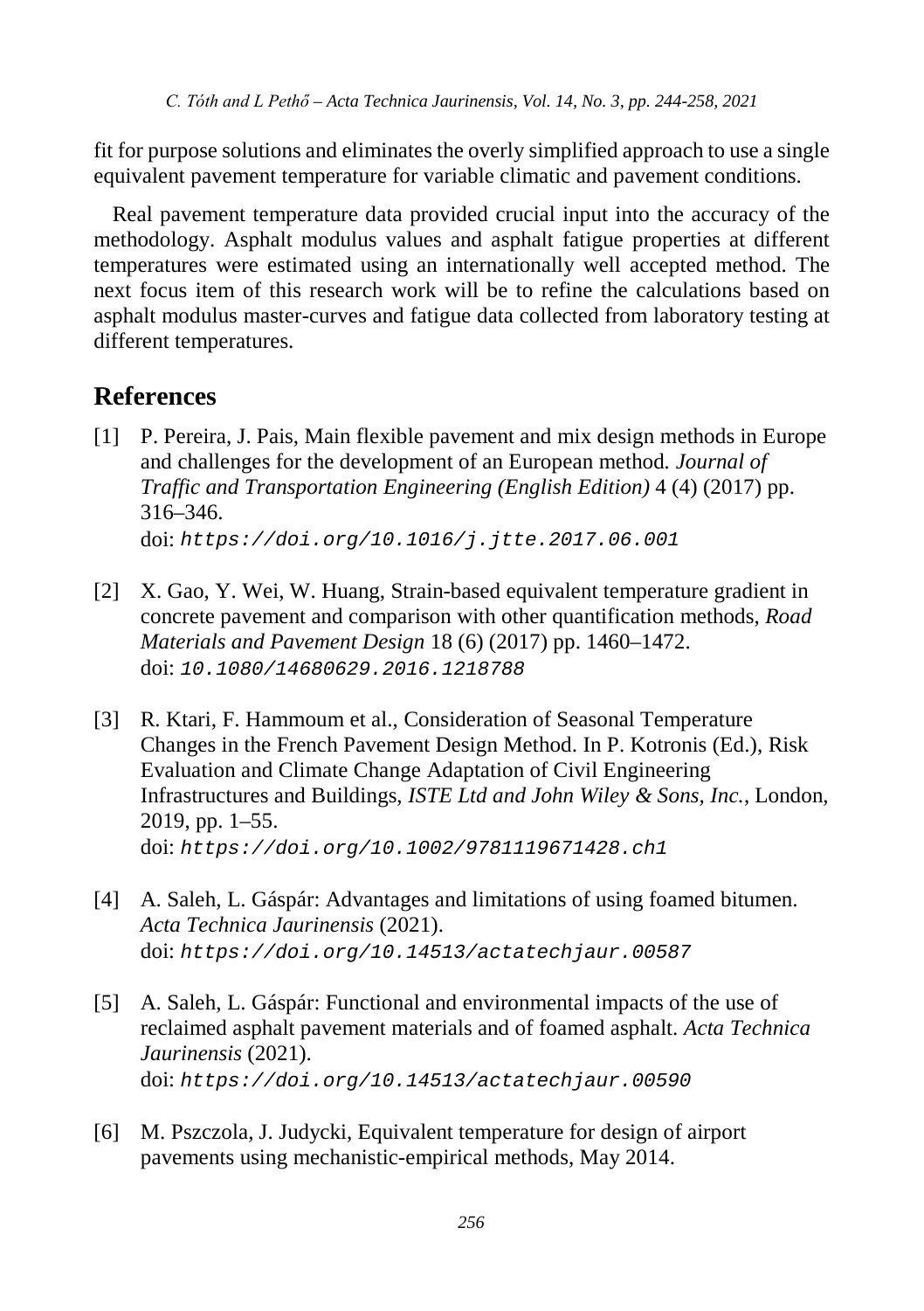fit for purpose solutions and eliminates the overly simplified approach to use a single equivalent pavement temperature for variable climatic and pavement conditions.

Real pavement temperature data provided crucial input into the accuracy of the methodology. Asphalt modulus values and asphalt fatigue properties at different temperatures were estimated using an internationally well accepted method. The next focus item of this research work will be to refine the calculations based on asphalt modulus master-curves and fatigue data collected from laboratory testing at different temperatures.

## References

[1] P. Pereira, J. Pais, Main flexible pavement and mix design methods in Europe and challenges for the development of an European method. *Journal of Traffic and Transportation Engineering (English Edition)* 4 (4) (2017) pp. 316–346.
doi: `https://doi.org/10.1016/j.jtte.2017.06.001`

[2] X. Gao, Y. Wei, W. Huang, Strain-based equivalent temperature gradient in concrete pavement and comparison with other quantification methods, *Road Materials and Pavement Design* 18 (6) (2017) pp. 1460–1472.
doi: `10.1080/14680629.2016.1218788`

[3] R. Ktari, F. Hammoum et al., Consideration of Seasonal Temperature Changes in the French Pavement Design Method. In P. Kotronis (Ed.), Risk Evaluation and Climate Change Adaptation of Civil Engineering Infrastructures and Buildings, *ISTE Ltd and John Wiley & Sons, Inc.*, London, 2019, pp. 1–55.
doi: `https://doi.org/10.1002/9781119671428.ch1`

[4] A. Saleh, L. Gáspár: Advantages and limitations of using foamed bitumen. *Acta Technica Jaurinensis* (2021).
doi: `https://doi.org/10.14513/actatechjaur.00587`

[5] A. Saleh, L. Gáspár: Functional and environmental impacts of the use of reclaimed asphalt pavement materials and of foamed asphalt. *Acta Technica Jaurinensis* (2021).
doi: `https://doi.org/10.14513/actatechjaur.00590`

[6] M. Pszczola, J. Judycki, Equivalent temperature for design of airport pavements using mechanistic-empirical methods, May 2014.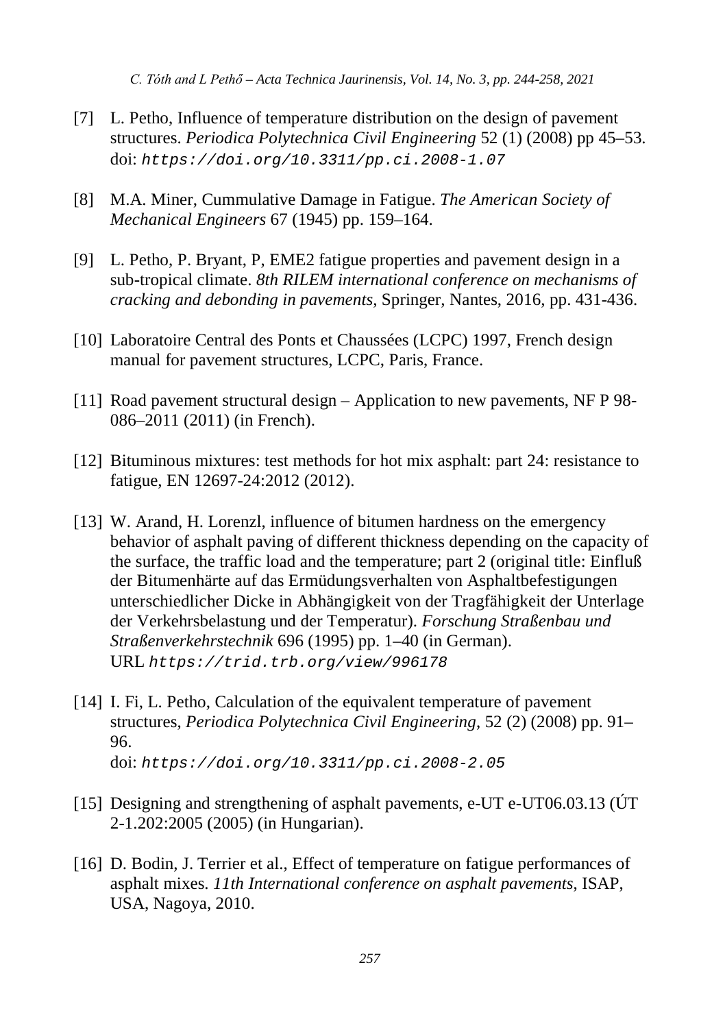[7] L. Petho, Influence of temperature distribution on the design of pavement structures. *Periodica Polytechnica Civil Engineering* 52 (1) (2008) pp 45–53. doi: `https://doi.org/10.3311/pp.ci.2008-1.07`

[8] M.A. Miner, Cummulative Damage in Fatigue. *The American Society of Mechanical Engineers* 67 (1945) pp. 159–164.

[9] L. Petho, P. Bryant, P, EME2 fatigue properties and pavement design in a sub-tropical climate. *8th RILEM international conference on mechanisms of cracking and debonding in pavements*, Springer, Nantes, 2016, pp. 431-436.

[10] Laboratoire Central des Ponts et Chaussées (LCPC) 1997, French design manual for pavement structures, LCPC, Paris, France.

[11] Road pavement structural design – Application to new pavements, NF P 98-086–2011 (2011) (in French).

[12] Bituminous mixtures: test methods for hot mix asphalt: part 24: resistance to fatigue, EN 12697-24:2012 (2012).

[13] W. Arand, H. Lorenzl, influence of bitumen hardness on the emergency behavior of asphalt paving of different thickness depending on the capacity of the surface, the traffic load and the temperature; part 2 (original title: Einfluß der Bitumenhärte auf das Ermüdungsverhalten von Asphaltbefestigungen unterschiedlicher Dicke in Abhängigkeit von der Tragfähigkeit der Unterlage der Verkehrsbelastung und der Temperatur). *Forschung Straßenbau und Straßenverkehrstechnik* 696 (1995) pp. 1–40 (in German). URL `https://trid.trb.org/view/996178`

[14] I. Fi, L. Petho, Calculation of the equivalent temperature of pavement structures, *Periodica Polytechnica Civil Engineering*, 52 (2) (2008) pp. 91–96. doi: `https://doi.org/10.3311/pp.ci.2008-2.05`

[15] Designing and strengthening of asphalt pavements, e-UT e-UT06.03.13 (ÚT 2-1.202:2005 (2005) (in Hungarian).

[16] D. Bodin, J. Terrier et al., Effect of temperature on fatigue performances of asphalt mixes. *11th International conference on asphalt pavements*, ISAP, USA, Nagoya, 2010.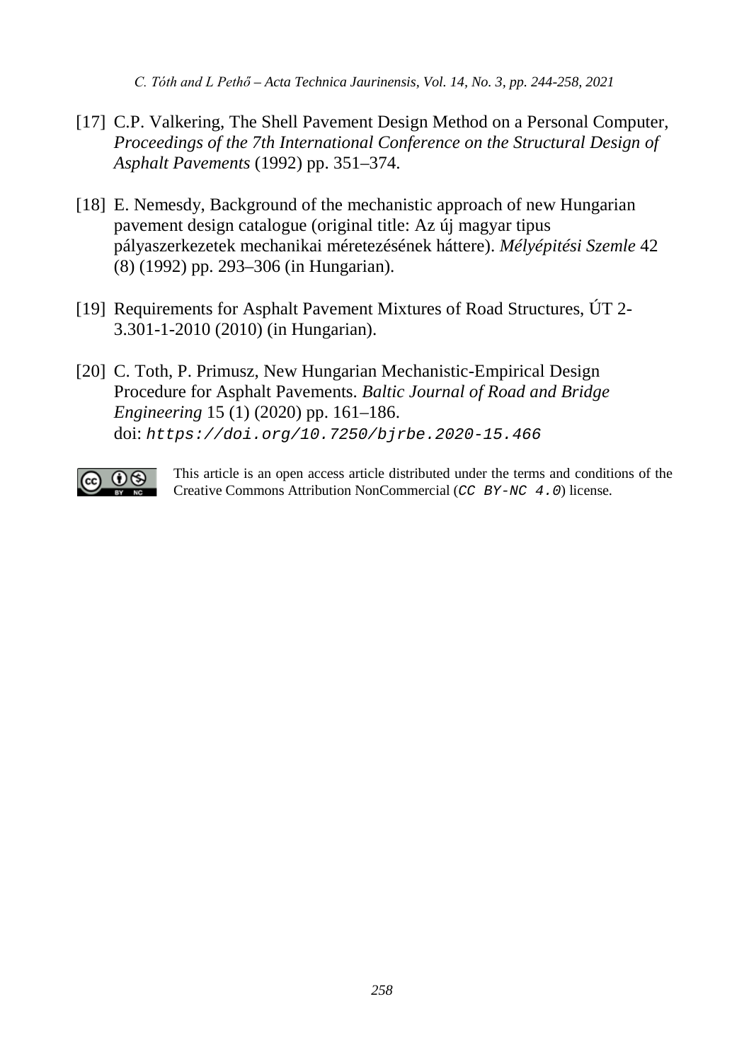[17] C.P. Valkering, The Shell Pavement Design Method on a Personal Computer, *Proceedings of the 7th International Conference on the Structural Design of Asphalt Pavements* (1992) pp. 351–374.

[18] E. Nemesdy, Background of the mechanistic approach of new Hungarian pavement design catalogue (original title: Az új magyar tipus pályaszerkezetek mechanikai méretezésének háttere). *Mélyépitési Szemle* 42 (8) (1992) pp. 293–306 (in Hungarian).

[19] Requirements for Asphalt Pavement Mixtures of Road Structures, ÚT 2-3.301-1-2010 (2010) (in Hungarian).

[20] C. Toth, P. Primusz, New Hungarian Mechanistic-Empirical Design Procedure for Asphalt Pavements. *Baltic Journal of Road and Bridge Engineering* 15 (1) (2020) pp. 161–186. doi: *https://doi.org/10.7250/bjrbe.2020-15.466*

This article is an open access article distributed under the terms and conditions of the Creative Commons Attribution NonCommercial (*CC BY-NC 4.0*) license.